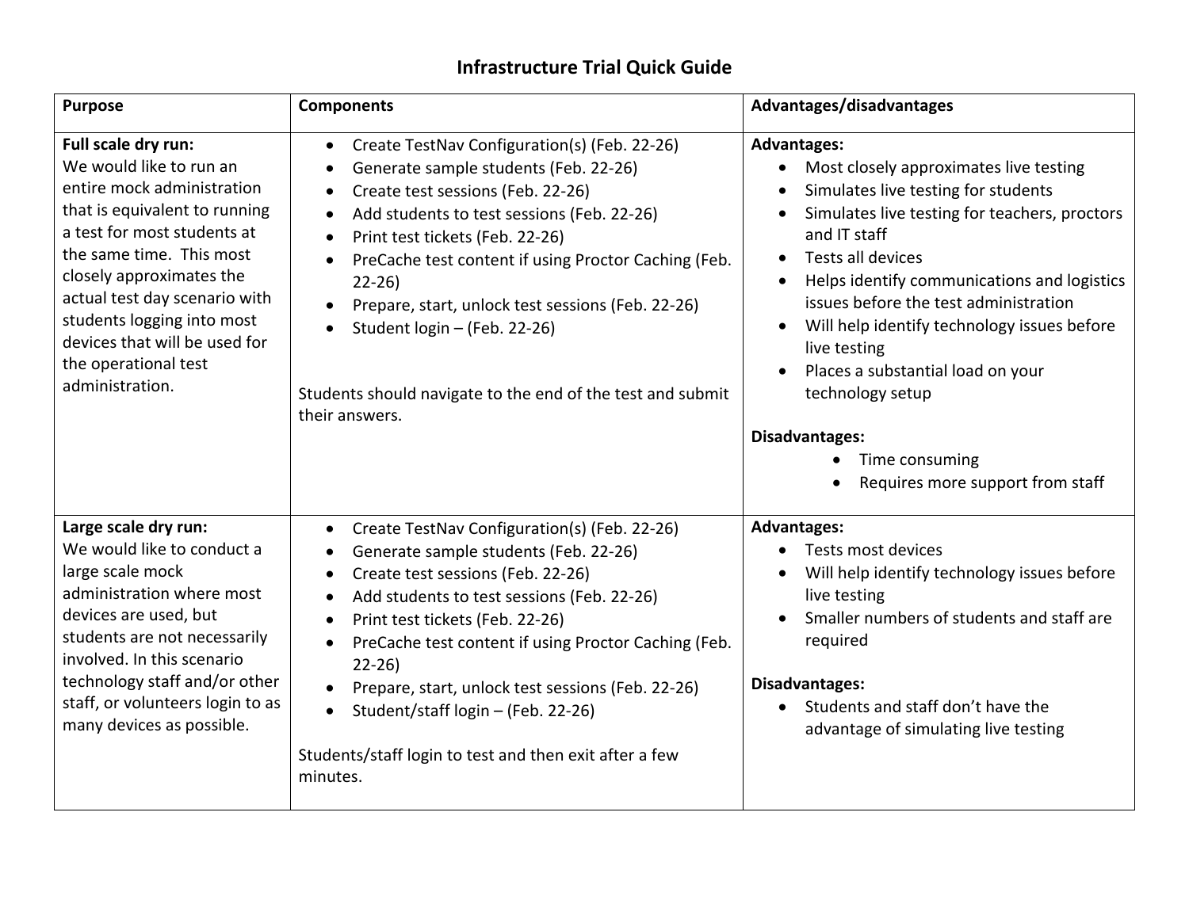# Infrastructure Trial Quick Guide

| Purpose | Components | Advantages/disadvantages |
|---|---|---|
| **Full scale dry run:**<br>We would like to run an entire mock administration that is equivalent to running a test for most students at the same time. This most closely approximates the actual test day scenario with students logging into most devices that will be used for the operational test administration. | • Create TestNav Configuration(s) (Feb. 22-26)<br>• Generate sample students (Feb. 22-26)<br>• Create test sessions (Feb. 22-26)<br>• Add students to test sessions (Feb. 22-26)<br>• Print test tickets (Feb. 22-26)<br>• PreCache test content if using Proctor Caching (Feb. 22-26)<br>• Prepare, start, unlock test sessions (Feb. 22-26)<br>• Student login – (Feb. 22-26)<br><br>Students should navigate to the end of the test and submit their answers. | **Advantages:**<br>• Most closely approximates live testing<br>• Simulates live testing for students<br>• Simulates live testing for teachers, proctors and IT staff<br>• Tests all devices<br>• Helps identify communications and logistics issues before the test administration<br>• Will help identify technology issues before live testing<br>• Places a substantial load on your technology setup<br><br>**Disadvantages:**<br>• Time consuming<br>• Requires more support from staff |
| **Large scale dry run:**<br>We would like to conduct a large scale mock administration where most devices are used, but students are not necessarily involved. In this scenario technology staff and/or other staff, or volunteers login to as many devices as possible. | • Create TestNav Configuration(s) (Feb. 22-26)<br>• Generate sample students (Feb. 22-26)<br>• Create test sessions (Feb. 22-26)<br>• Add students to test sessions (Feb. 22-26)<br>• Print test tickets (Feb. 22-26)<br>• PreCache test content if using Proctor Caching (Feb. 22-26)<br>• Prepare, start, unlock test sessions (Feb. 22-26)<br>• Student/staff login – (Feb. 22-26)<br><br>Students/staff login to test and then exit after a few minutes. | **Advantages:**<br>• Tests most devices<br>• Will help identify technology issues before live testing<br>• Smaller numbers of students and staff are required<br><br>**Disadvantages:**<br>• Students and staff don't have the advantage of simulating live testing |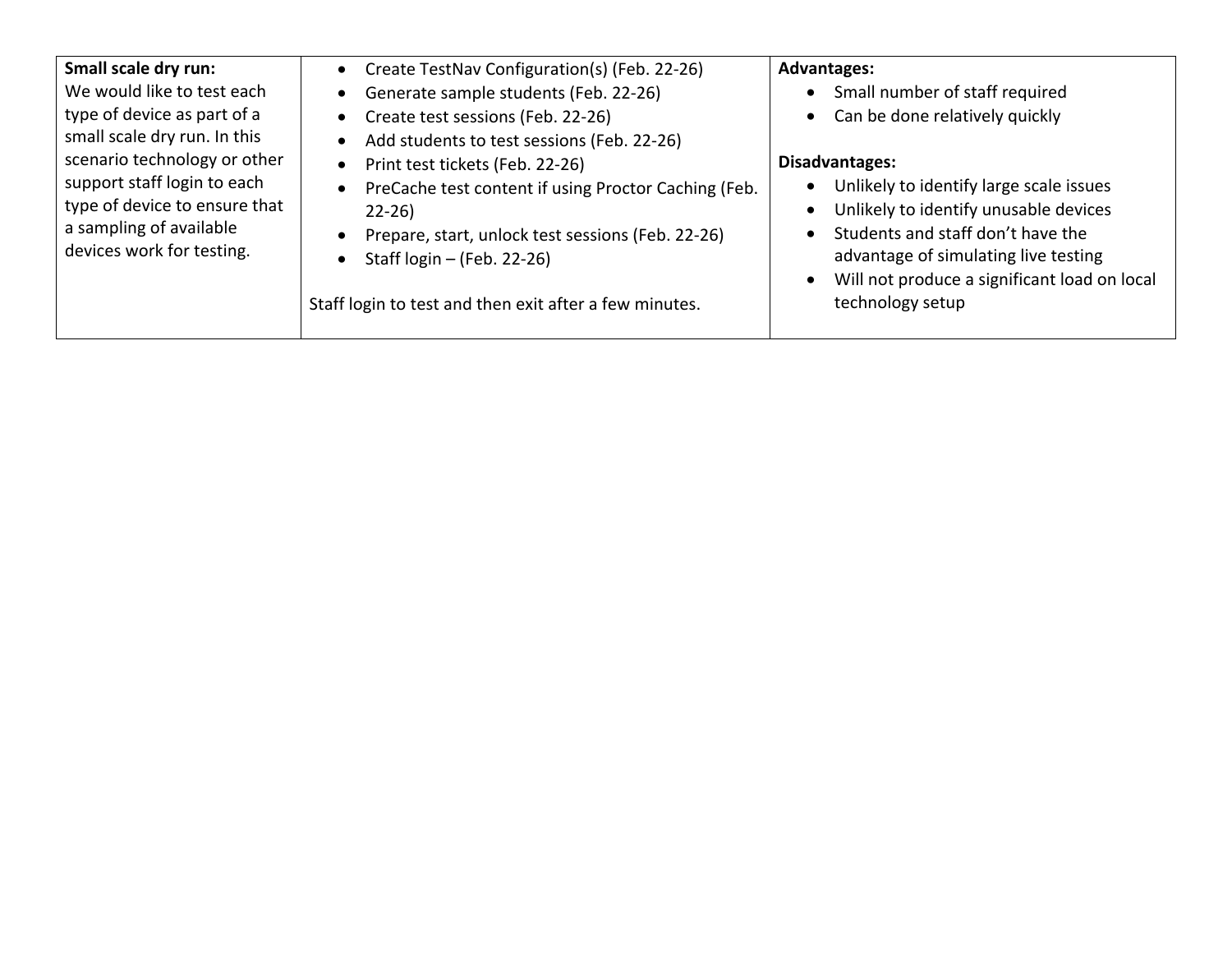| | | |
|---|---|---|
| **Small scale dry run:**<br>We would like to test each type of device as part of a small scale dry run. In this scenario technology or other support staff login to each type of device to ensure that a sampling of available devices work for testing. | • Create TestNav Configuration(s) (Feb. 22-26)<br>• Generate sample students (Feb. 22-26)<br>• Create test sessions (Feb. 22-26)<br>• Add students to test sessions (Feb. 22-26)<br>• Print test tickets (Feb. 22-26)<br>• PreCache test content if using Proctor Caching (Feb. 22-26)<br>• Prepare, start, unlock test sessions (Feb. 22-26)<br>• Staff login – (Feb. 22-26)<br><br>Staff login to test and then exit after a few minutes. | **Advantages:**<br>• Small number of staff required<br>• Can be done relatively quickly<br><br>**Disadvantages:**<br>• Unlikely to identify large scale issues<br>• Unlikely to identify unusable devices<br>• Students and staff don't have the advantage of simulating live testing<br>• Will not produce a significant load on local technology setup |